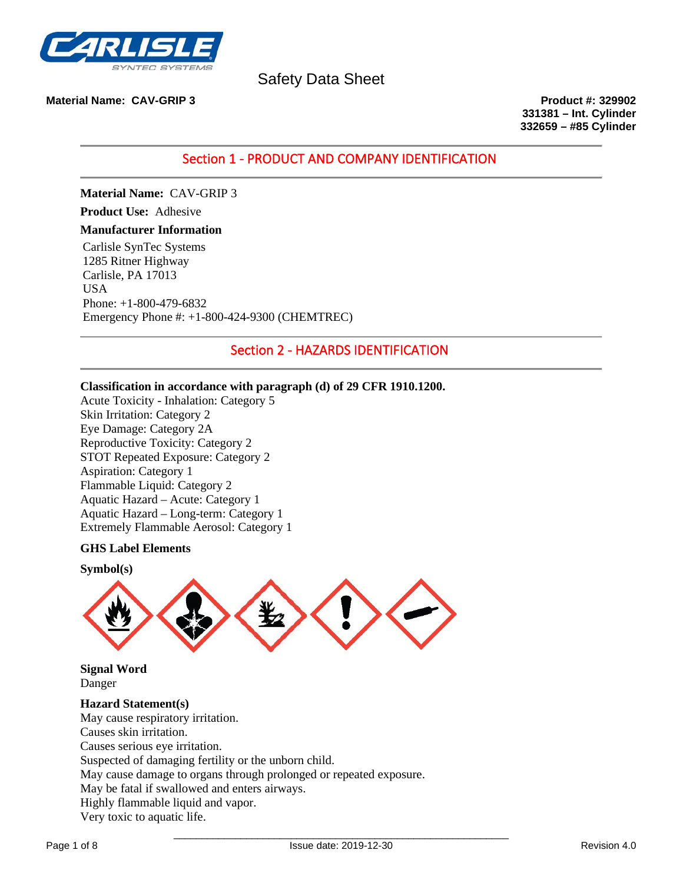Safety Data Sheet

**Material Name: CAV-GRIP 3**

**Product #: 329902**
**331381 – Int. Cylinder**
**332659 – #85 Cylinder**

## Section 1 - PRODUCT AND COMPANY IDENTIFICATION

**Material Name:** CAV-GRIP 3

**Product Use:** Adhesive

**Manufacturer Information**

Carlisle SynTec Systems
1285 Ritner Highway
Carlisle, PA 17013
USA
Phone: +1-800-479-6832
Emergency Phone #: +1-800-424-9300 (CHEMTREC)

## Section 2 - HAZARDS IDENTIFICATION

**Classification in accordance with paragraph (d) of 29 CFR 1910.1200.**

Acute Toxicity - Inhalation: Category 5
Skin Irritation: Category 2
Eye Damage: Category 2A
Reproductive Toxicity: Category 2
STOT Repeated Exposure: Category 2
Aspiration: Category 1
Flammable Liquid: Category 2
Aquatic Hazard – Acute: Category 1
Aquatic Hazard – Long-term: Category 1
Extremely Flammable Aerosol: Category 1

**GHS Label Elements**

**Symbol(s)**

**Signal Word**

Danger

**Hazard Statement(s)**

May cause respiratory irritation.
Causes skin irritation.
Causes serious eye irritation.
Suspected of damaging fertility or the unborn child.
May cause damage to organs through prolonged or repeated exposure.
May be fatal if swallowed and enters airways.
Highly flammable liquid and vapor.
Very toxic to aquatic life.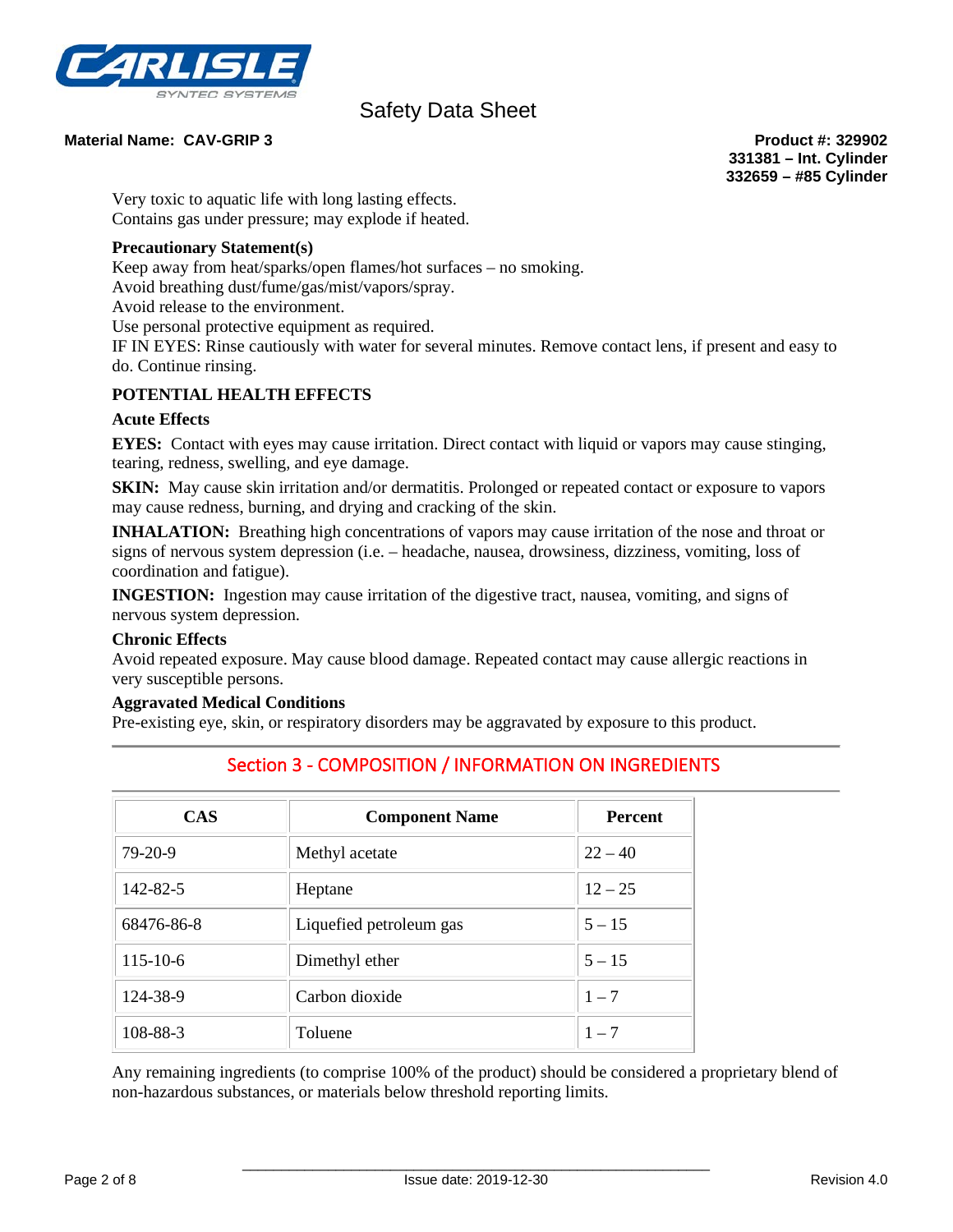Very toxic to aquatic life with long lasting effects.
Contains gas under pressure; may explode if heated.

**Precautionary Statement(s)**

Keep away from heat/sparks/open flames/hot surfaces – no smoking.
Avoid breathing dust/fume/gas/mist/vapors/spray.
Avoid release to the environment.
Use personal protective equipment as required.
IF IN EYES: Rinse cautiously with water for several minutes. Remove contact lens, if present and easy to do. Continue rinsing.

**POTENTIAL HEALTH EFFECTS**

**Acute Effects**

**EYES:** Contact with eyes may cause irritation. Direct contact with liquid or vapors may cause stinging, tearing, redness, swelling, and eye damage.

**SKIN:** May cause skin irritation and/or dermatitis. Prolonged or repeated contact or exposure to vapors may cause redness, burning, and drying and cracking of the skin.

**INHALATION:** Breathing high concentrations of vapors may cause irritation of the nose and throat or signs of nervous system depression (i.e. – headache, nausea, drowsiness, dizziness, vomiting, loss of coordination and fatigue).

**INGESTION:** Ingestion may cause irritation of the digestive tract, nausea, vomiting, and signs of nervous system depression.

**Chronic Effects**

Avoid repeated exposure. May cause blood damage. Repeated contact may cause allergic reactions in very susceptible persons.

**Aggravated Medical Conditions**

Pre-existing eye, skin, or respiratory disorders may be aggravated by exposure to this product.

## Section 3 - COMPOSITION / INFORMATION ON INGREDIENTS

| CAS | Component Name | Percent |
|---|---|---|
| 79-20-9 | Methyl acetate | 22 – 40 |
| 142-82-5 | Heptane | 12 – 25 |
| 68476-86-8 | Liquefied petroleum gas | 5 – 15 |
| 115-10-6 | Dimethyl ether | 5 – 15 |
| 124-38-9 | Carbon dioxide | 1 – 7 |
| 108-88-3 | Toluene | 1 – 7 |

Any remaining ingredients (to comprise 100% of the product) should be considered a proprietary blend of non-hazardous substances, or materials below threshold reporting limits.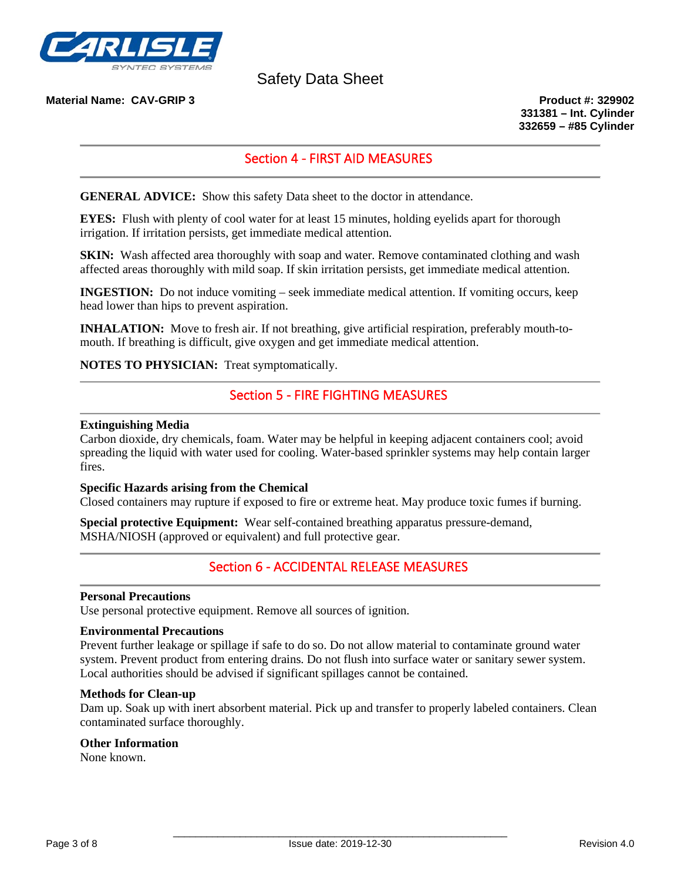## Section 4 - FIRST AID MEASURES

**GENERAL ADVICE:** Show this safety Data sheet to the doctor in attendance.

**EYES:** Flush with plenty of cool water for at least 15 minutes, holding eyelids apart for thorough irrigation. If irritation persists, get immediate medical attention.

**SKIN:** Wash affected area thoroughly with soap and water. Remove contaminated clothing and wash affected areas thoroughly with mild soap. If skin irritation persists, get immediate medical attention.

**INGESTION:** Do not induce vomiting – seek immediate medical attention. If vomiting occurs, keep head lower than hips to prevent aspiration.

**INHALATION:** Move to fresh air. If not breathing, give artificial respiration, preferably mouth-to-mouth. If breathing is difficult, give oxygen and get immediate medical attention.

**NOTES TO PHYSICIAN:** Treat symptomatically.

## Section 5 - FIRE FIGHTING MEASURES

**Extinguishing Media**
Carbon dioxide, dry chemicals, foam. Water may be helpful in keeping adjacent containers cool; avoid spreading the liquid with water used for cooling. Water-based sprinkler systems may help contain larger fires.

**Specific Hazards arising from the Chemical**
Closed containers may rupture if exposed to fire or extreme heat. May produce toxic fumes if burning.

**Special protective Equipment:** Wear self-contained breathing apparatus pressure-demand, MSHA/NIOSH (approved or equivalent) and full protective gear.

## Section 6 - ACCIDENTAL RELEASE MEASURES

**Personal Precautions**
Use personal protective equipment. Remove all sources of ignition.

**Environmental Precautions**
Prevent further leakage or spillage if safe to do so. Do not allow material to contaminate ground water system. Prevent product from entering drains. Do not flush into surface water or sanitary sewer system. Local authorities should be advised if significant spillages cannot be contained.

**Methods for Clean-up**
Dam up. Soak up with inert absorbent material. Pick up and transfer to properly labeled containers. Clean contaminated surface thoroughly.

**Other Information**
None known.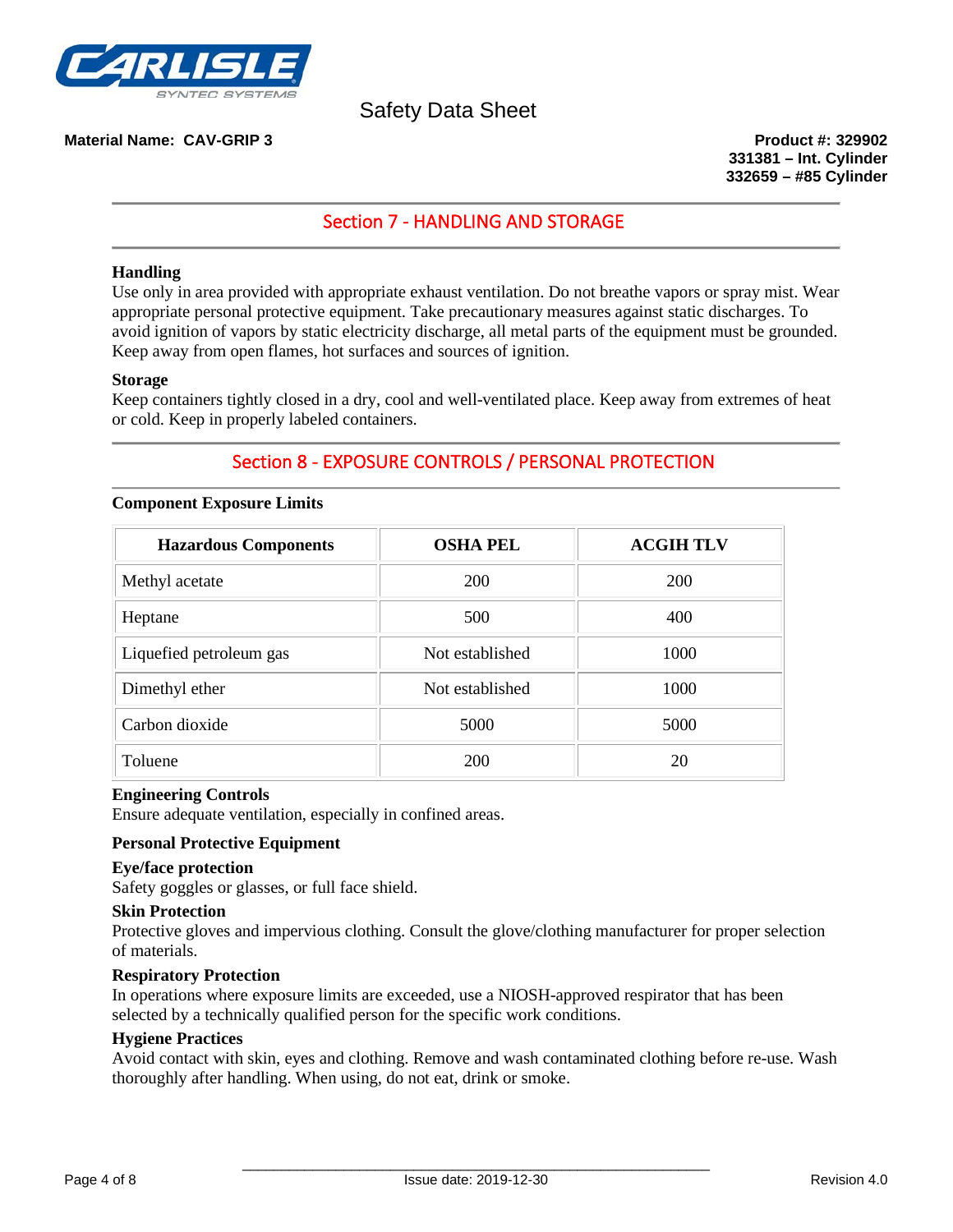## Section 7 - HANDLING AND STORAGE

**Handling**

Use only in area provided with appropriate exhaust ventilation. Do not breathe vapors or spray mist. Wear appropriate personal protective equipment. Take precautionary measures against static discharges. To avoid ignition of vapors by static electricity discharge, all metal parts of the equipment must be grounded. Keep away from open flames, hot surfaces and sources of ignition.

**Storage**

Keep containers tightly closed in a dry, cool and well-ventilated place. Keep away from extremes of heat or cold. Keep in properly labeled containers.

## Section 8 - EXPOSURE CONTROLS / PERSONAL PROTECTION

**Component Exposure Limits**

| Hazardous Components | OSHA PEL | ACGIH TLV |
|---|---|---|
| Methyl acetate | 200 | 200 |
| Heptane | 500 | 400 |
| Liquefied petroleum gas | Not established | 1000 |
| Dimethyl ether | Not established | 1000 |
| Carbon dioxide | 5000 | 5000 |
| Toluene | 200 | 20 |

**Engineering Controls**

Ensure adequate ventilation, especially in confined areas.

**Personal Protective Equipment**

**Eye/face protection**

Safety goggles or glasses, or full face shield.

**Skin Protection**

Protective gloves and impervious clothing. Consult the glove/clothing manufacturer for proper selection of materials.

**Respiratory Protection**

In operations where exposure limits are exceeded, use a NIOSH-approved respirator that has been selected by a technically qualified person for the specific work conditions.

**Hygiene Practices**

Avoid contact with skin, eyes and clothing. Remove and wash contaminated clothing before re-use. Wash thoroughly after handling. When using, do not eat, drink or smoke.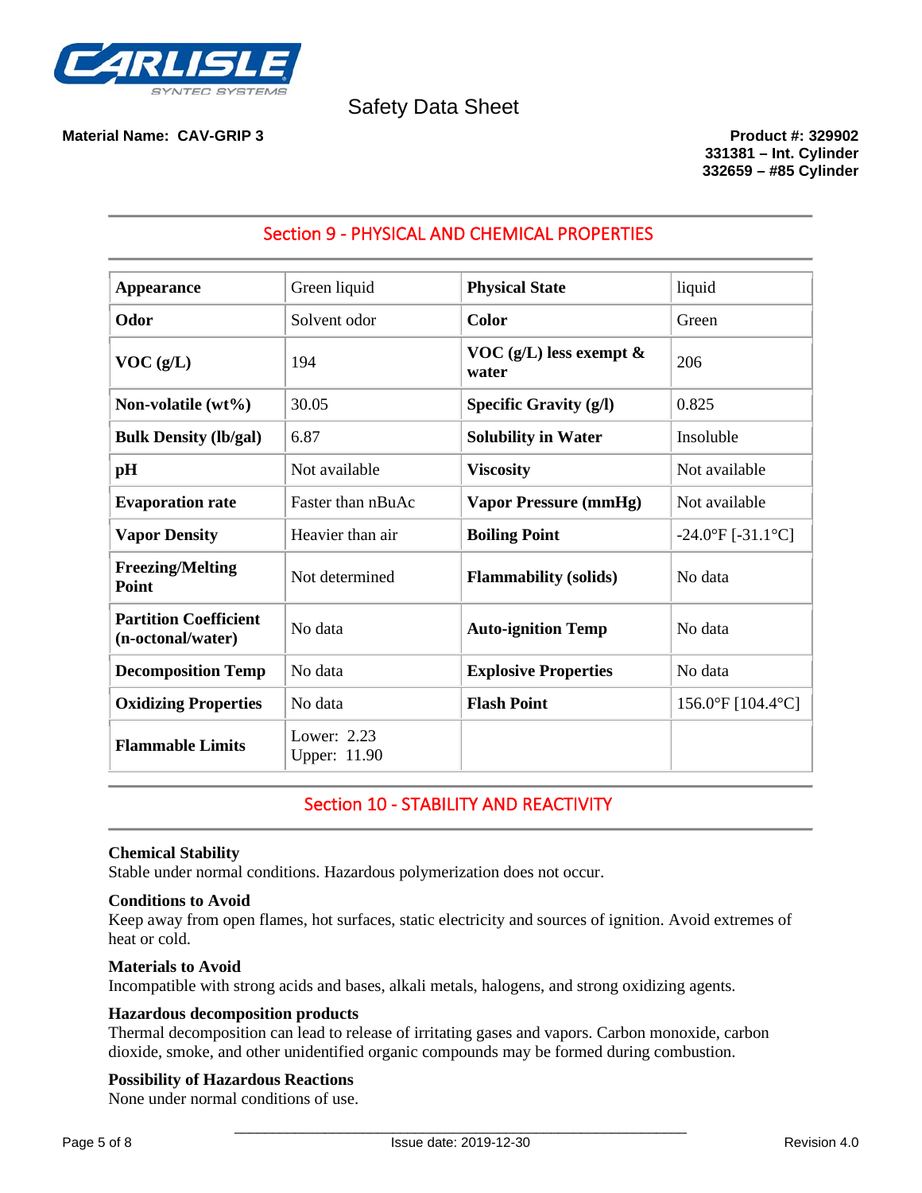Safety Data Sheet

**Material Name: CAV-GRIP 3**

**Product #: 329902**
**331381 – Int. Cylinder**
**332659 – #85 Cylinder**

## Section 9 - PHYSICAL AND CHEMICAL PROPERTIES

| | | | |
|---|---|---|---|
| **Appearance** | Green liquid | **Physical State** | liquid |
| **Odor** | Solvent odor | **Color** | Green |
| **VOC (g/L)** | 194 | **VOC (g/L) less exempt & water** | 206 |
| **Non-volatile (wt%)** | 30.05 | **Specific Gravity (g/l)** | 0.825 |
| **Bulk Density (lb/gal)** | 6.87 | **Solubility in Water** | Insoluble |
| **pH** | Not available | **Viscosity** | Not available |
| **Evaporation rate** | Faster than nBuAc | **Vapor Pressure (mmHg)** | Not available |
| **Vapor Density** | Heavier than air | **Boiling Point** | -24.0°F [-31.1°C] |
| **Freezing/Melting Point** | Not determined | **Flammability (solids)** | No data |
| **Partition Coefficient (n-octonal/water)** | No data | **Auto-ignition Temp** | No data |
| **Decomposition Temp** | No data | **Explosive Properties** | No data |
| **Oxidizing Properties** | No data | **Flash Point** | 156.0°F [104.4°C] |
| **Flammable Limits** | Lower: 2.23<br>Upper: 11.90 | | |

## Section 10 - STABILITY AND REACTIVITY

**Chemical Stability**
Stable under normal conditions. Hazardous polymerization does not occur.

**Conditions to Avoid**
Keep away from open flames, hot surfaces, static electricity and sources of ignition. Avoid extremes of heat or cold.

**Materials to Avoid**
Incompatible with strong acids and bases, alkali metals, halogens, and strong oxidizing agents.

**Hazardous decomposition products**
Thermal decomposition can lead to release of irritating gases and vapors. Carbon monoxide, carbon dioxide, smoke, and other unidentified organic compounds may be formed during combustion.

**Possibility of Hazardous Reactions**
None under normal conditions of use.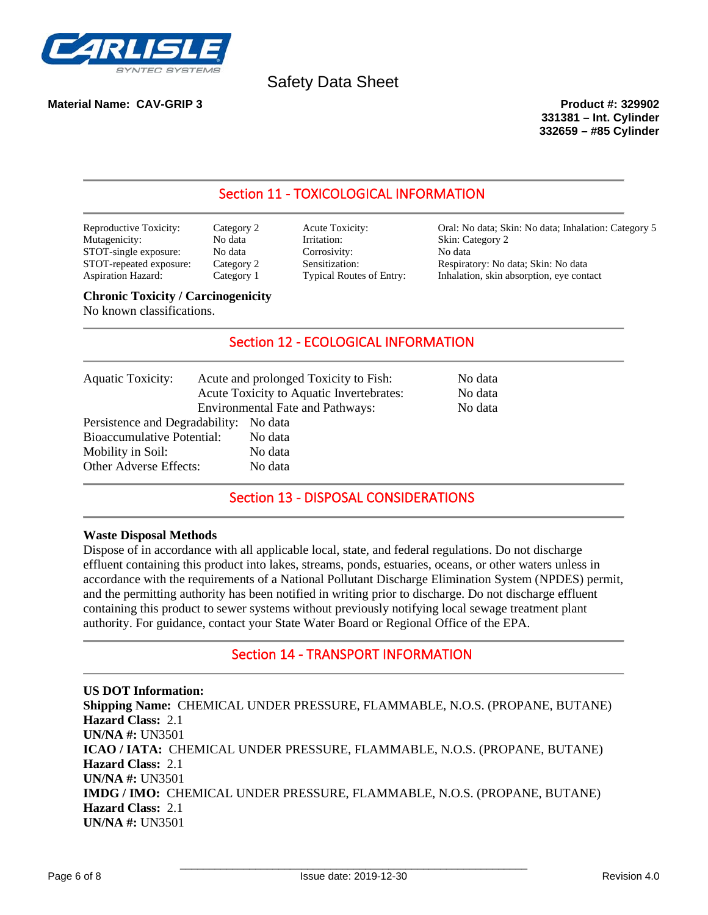# Safety Data Sheet

**Material Name: CAV-GRIP 3**

**Product #: 329902**
**331381 – Int. Cylinder**
**332659 – #85 Cylinder**

## Section 11 - TOXICOLOGICAL INFORMATION

| | | | |
|---|---|---|---|
| Reproductive Toxicity: | Category 2 | Acute Toxicity: | Oral: No data; Skin: No data; Inhalation: Category 5 |
| Mutagenicity: | No data | Irritation: | Skin: Category 2 |
| STOT-single exposure: | No data | Corrosivity: | No data |
| STOT-repeated exposure: | Category 2 | Sensitization: | Respiratory: No data; Skin: No data |
| Aspiration Hazard: | Category 1 | Typical Routes of Entry: | Inhalation, skin absorption, eye contact |

**Chronic Toxicity / Carcinogenicity**
No known classifications.

## Section 12 - ECOLOGICAL INFORMATION

| | | |
|---|---|---|
| Aquatic Toxicity: | Acute and prolonged Toxicity to Fish: | No data |
| | Acute Toxicity to Aquatic Invertebrates: | No data |
| | Environmental Fate and Pathways: | No data |

Persistence and Degradability: No data
Bioaccumulative Potential: No data
Mobility in Soil: No data
Other Adverse Effects: No data

## Section 13 - DISPOSAL CONSIDERATIONS

**Waste Disposal Methods**
Dispose of in accordance with all applicable local, state, and federal regulations. Do not discharge effluent containing this product into lakes, streams, ponds, estuaries, oceans, or other waters unless in accordance with the requirements of a National Pollutant Discharge Elimination System (NPDES) permit, and the permitting authority has been notified in writing prior to discharge. Do not discharge effluent containing this product to sewer systems without previously notifying local sewage treatment plant authority. For guidance, contact your State Water Board or Regional Office of the EPA.

## Section 14 - TRANSPORT INFORMATION

**US DOT Information:**
**Shipping Name:** CHEMICAL UNDER PRESSURE, FLAMMABLE, N.O.S. (PROPANE, BUTANE)
**Hazard Class:** 2.1
**UN/NA #:** UN3501
**ICAO / IATA:** CHEMICAL UNDER PRESSURE, FLAMMABLE, N.O.S. (PROPANE, BUTANE)
**Hazard Class:** 2.1
**UN/NA #:** UN3501
**IMDG / IMO:** CHEMICAL UNDER PRESSURE, FLAMMABLE, N.O.S. (PROPANE, BUTANE)
**Hazard Class:** 2.1
**UN/NA #:** UN3501

Issue date: 2019-12-30

Revision 4.0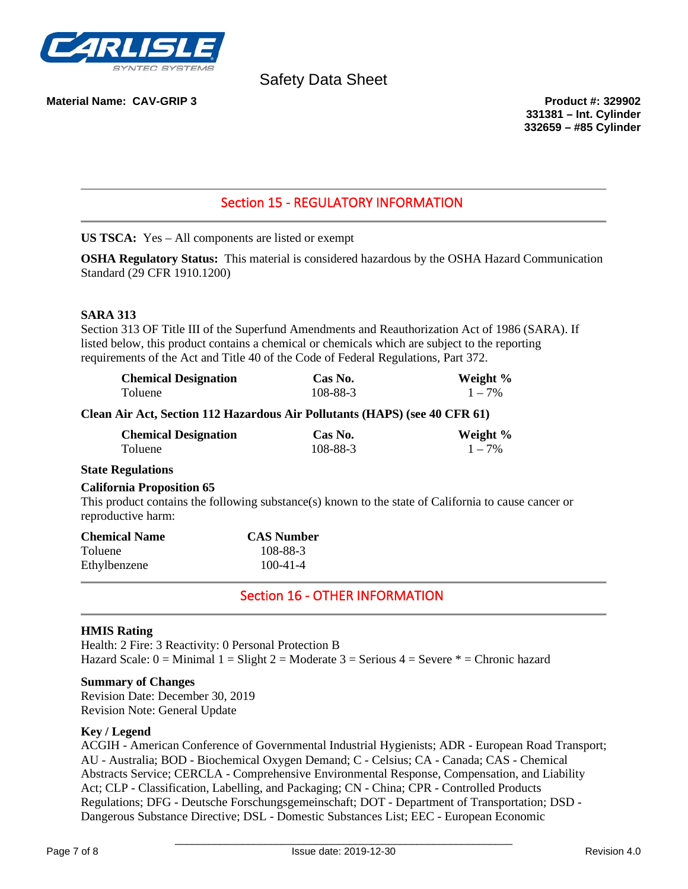**Material Name: CAV-GRIP 3**

**Product #: 329902**
**331381 – Int. Cylinder**
**332659 – #85 Cylinder**

## Section 15 - REGULATORY INFORMATION

**US TSCA:** Yes – All components are listed or exempt

**OSHA Regulatory Status:** This material is considered hazardous by the OSHA Hazard Communication Standard (29 CFR 1910.1200)

### SARA 313

Section 313 OF Title III of the Superfund Amendments and Reauthorization Act of 1986 (SARA). If listed below, this product contains a chemical or chemicals which are subject to the reporting requirements of the Act and Title 40 of the Code of Federal Regulations, Part 372.

| Chemical Designation | Cas No. | Weight % |
| --- | --- | --- |
| Toluene | 108-88-3 | 1 – 7% |

**Clean Air Act, Section 112 Hazardous Air Pollutants (HAPS) (see 40 CFR 61)**

| Chemical Designation | Cas No. | Weight % |
| --- | --- | --- |
| Toluene | 108-88-3 | 1 – 7% |

### State Regulations

**California Proposition 65**

This product contains the following substance(s) known to the state of California to cause cancer or reproductive harm:

| Chemical Name | CAS Number |
| --- | --- |
| Toluene | 108-88-3 |
| Ethylbenzene | 100-41-4 |

## Section 16 - OTHER INFORMATION

**HMIS Rating**

Health: 2 Fire: 3 Reactivity: 0 Personal Protection B

Hazard Scale: 0 = Minimal 1 = Slight 2 = Moderate 3 = Serious 4 = Severe * = Chronic hazard

**Summary of Changes**

Revision Date: December 30, 2019

Revision Note: General Update

**Key / Legend**

ACGIH - American Conference of Governmental Industrial Hygienists; ADR - European Road Transport; AU - Australia; BOD - Biochemical Oxygen Demand; C - Celsius; CA - Canada; CAS - Chemical Abstracts Service; CERCLA - Comprehensive Environmental Response, Compensation, and Liability Act; CLP - Classification, Labelling, and Packaging; CN - China; CPR - Controlled Products Regulations; DFG - Deutsche Forschungsgemeinschaft; DOT - Department of Transportation; DSD - Dangerous Substance Directive; DSL - Domestic Substances List; EEC - European Economic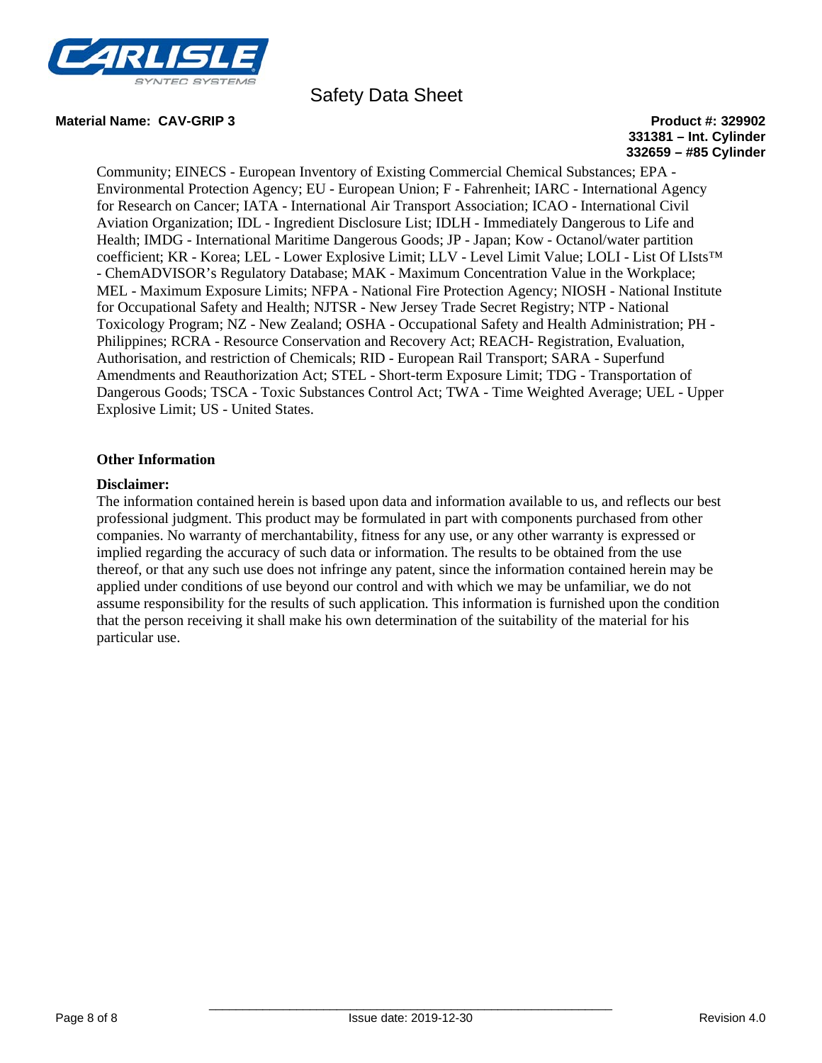Community; EINECS - European Inventory of Existing Commercial Chemical Substances; EPA - Environmental Protection Agency; EU - European Union; F - Fahrenheit; IARC - International Agency for Research on Cancer; IATA - International Air Transport Association; ICAO - International Civil Aviation Organization; IDL - Ingredient Disclosure List; IDLH - Immediately Dangerous to Life and Health; IMDG - International Maritime Dangerous Goods; JP - Japan; Kow - Octanol/water partition coefficient; KR - Korea; LEL - Lower Explosive Limit; LLV - Level Limit Value; LOLI - List Of LIsts™ - ChemADVISOR's Regulatory Database; MAK - Maximum Concentration Value in the Workplace; MEL - Maximum Exposure Limits; NFPA - National Fire Protection Agency; NIOSH - National Institute for Occupational Safety and Health; NJTSR - New Jersey Trade Secret Registry; NTP - National Toxicology Program; NZ - New Zealand; OSHA - Occupational Safety and Health Administration; PH - Philippines; RCRA - Resource Conservation and Recovery Act; REACH- Registration, Evaluation, Authorisation, and restriction of Chemicals; RID - European Rail Transport; SARA - Superfund Amendments and Reauthorization Act; STEL - Short-term Exposure Limit; TDG - Transportation of Dangerous Goods; TSCA - Toxic Substances Control Act; TWA - Time Weighted Average; UEL - Upper Explosive Limit; US - United States.

**Other Information**

**Disclaimer:**

The information contained herein is based upon data and information available to us, and reflects our best professional judgment. This product may be formulated in part with components purchased from other companies. No warranty of merchantability, fitness for any use, or any other warranty is expressed or implied regarding the accuracy of such data or information. The results to be obtained from the use thereof, or that any such use does not infringe any patent, since the information contained herein may be applied under conditions of use beyond our control and with which we may be unfamiliar, we do not assume responsibility for the results of such application. This information is furnished upon the condition that the person receiving it shall make his own determination of the suitability of the material for his particular use.